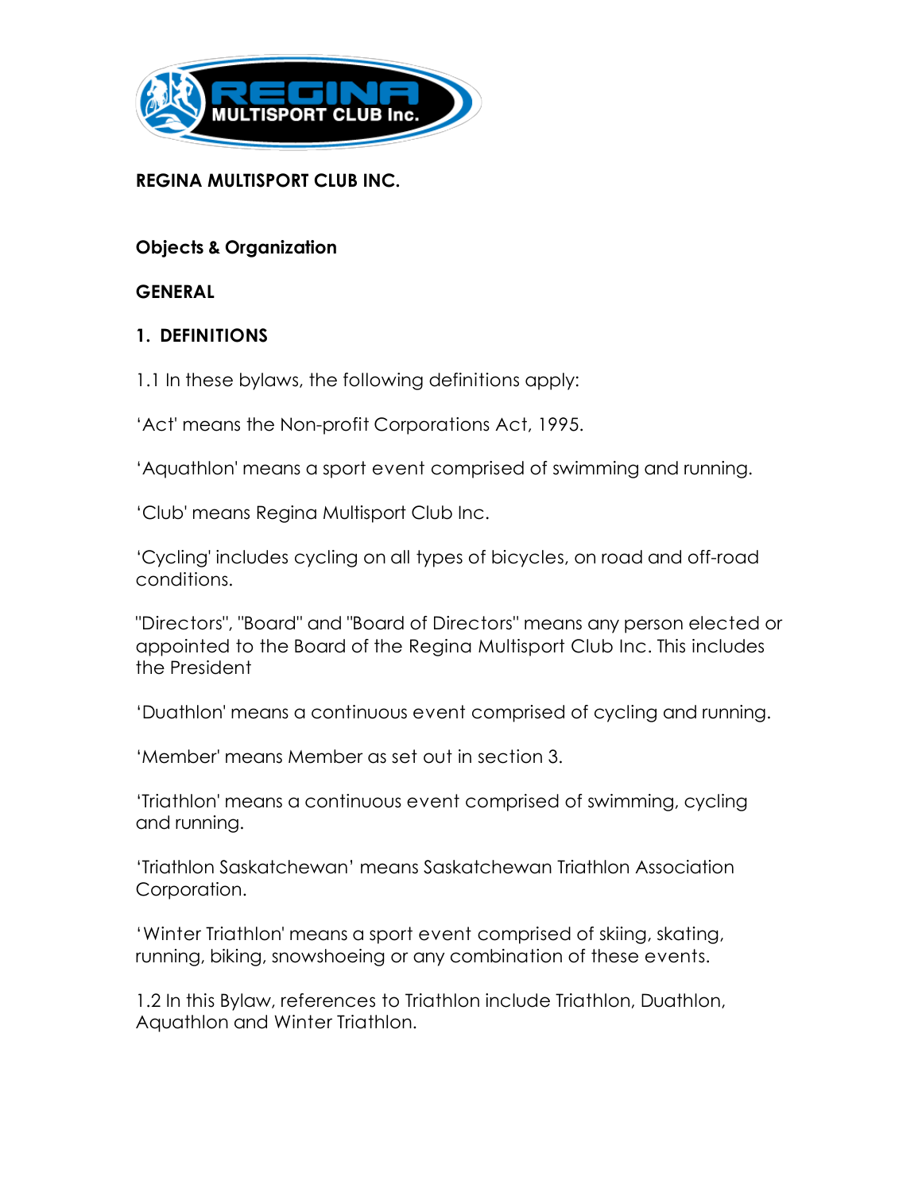# REGINA MULTISPORT CLUB INC.

## Objects & Organization

## GENERAL

### 1. DEFINITIONS

1.1 In these bylaws, the following definitions apply:

'Act' means the Non-profit Corporations Act, 1995.

'Aquathlon' means a sport event comprised of swimming and running.

'Club' means Regina Multisport Club Inc.

'Cycling' includes cycling on all types of bicycles, on road and off-road conditions.

"Directors", "Board" and "Board of Directors" means any person elected or appointed to the Board of the Regina Multisport Club Inc. This includes the President

'Duathlon' means a continuous event comprised of cycling and running.

'Member' means Member as set out in section 3.

'Triathlon' means a continuous event comprised of swimming, cycling and running.

'Triathlon Saskatchewan' means Saskatchewan Triathlon Association Corporation.

'Winter Triathlon' means a sport event comprised of skiing, skating, running, biking, snowshoeing or any combination of these events.

1.2 In this Bylaw, references to Triathlon include Triathlon, Duathlon, Aquathlon and Winter Triathlon.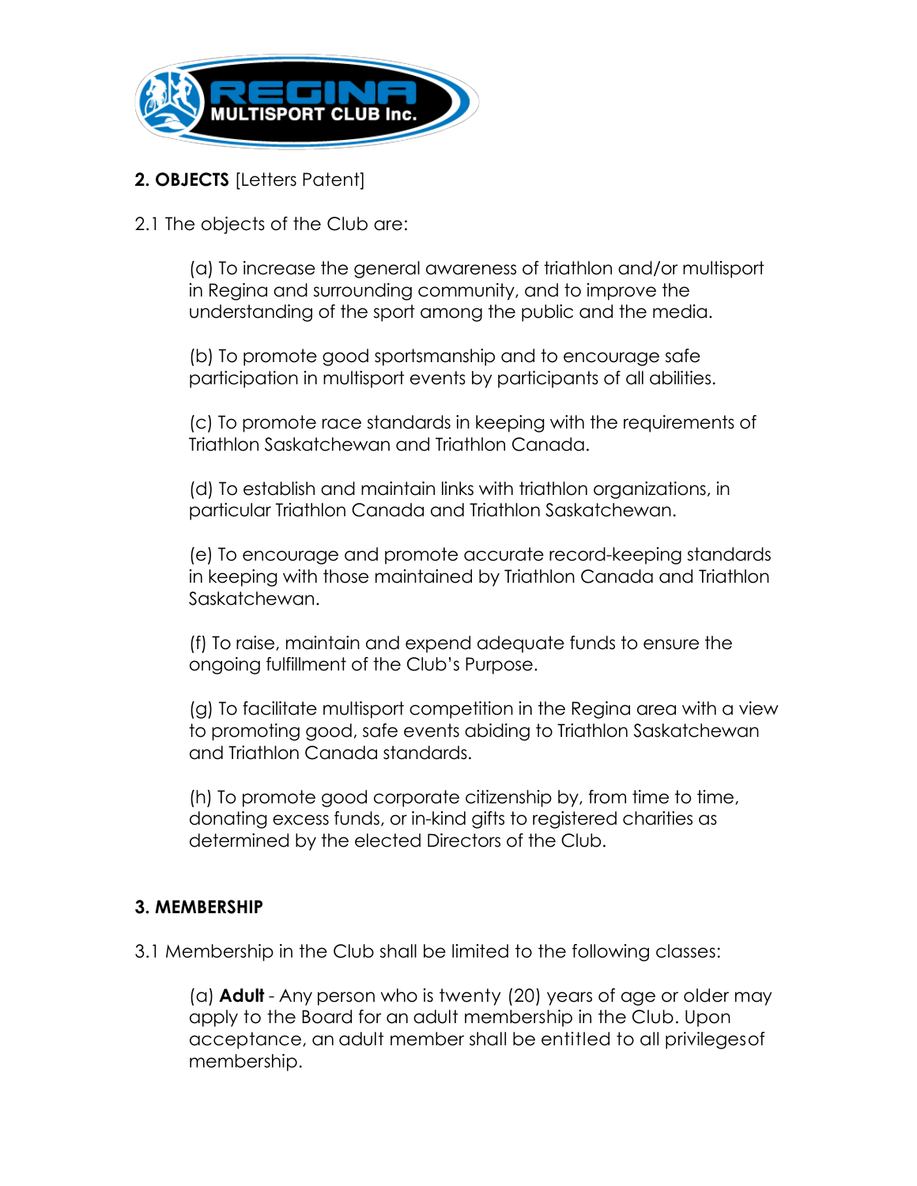**2. OBJECTS** [Letters Patent]

2.1 The objects of the Club are:

(a) To increase the general awareness of triathlon and/or multisport in Regina and surrounding community, and to improve the understanding of the sport among the public and the media.

(b) To promote good sportsmanship and to encourage safe participation in multisport events by participants of all abilities.

(c) To promote race standards in keeping with the requirements of Triathlon Saskatchewan and Triathlon Canada.

(d) To establish and maintain links with triathlon organizations, in particular Triathlon Canada and Triathlon Saskatchewan.

(e) To encourage and promote accurate record-keeping standards in keeping with those maintained by Triathlon Canada and Triathlon Saskatchewan.

(f) To raise, maintain and expend adequate funds to ensure the ongoing fulfillment of the Club's Purpose.

(g) To facilitate multisport competition in the Regina area with a view to promoting good, safe events abiding to Triathlon Saskatchewan and Triathlon Canada standards.

(h) To promote good corporate citizenship by, from time to time, donating excess funds, or in-kind gifts to registered charities as determined by the elected Directors of the Club.

**3. MEMBERSHIP**

3.1 Membership in the Club shall be limited to the following classes:

(a) **Adult** - Any person who is twenty (20) years of age or older may apply to the Board for an adult membership in the Club. Upon acceptance, an adult member shall be entitled to all privileges of membership.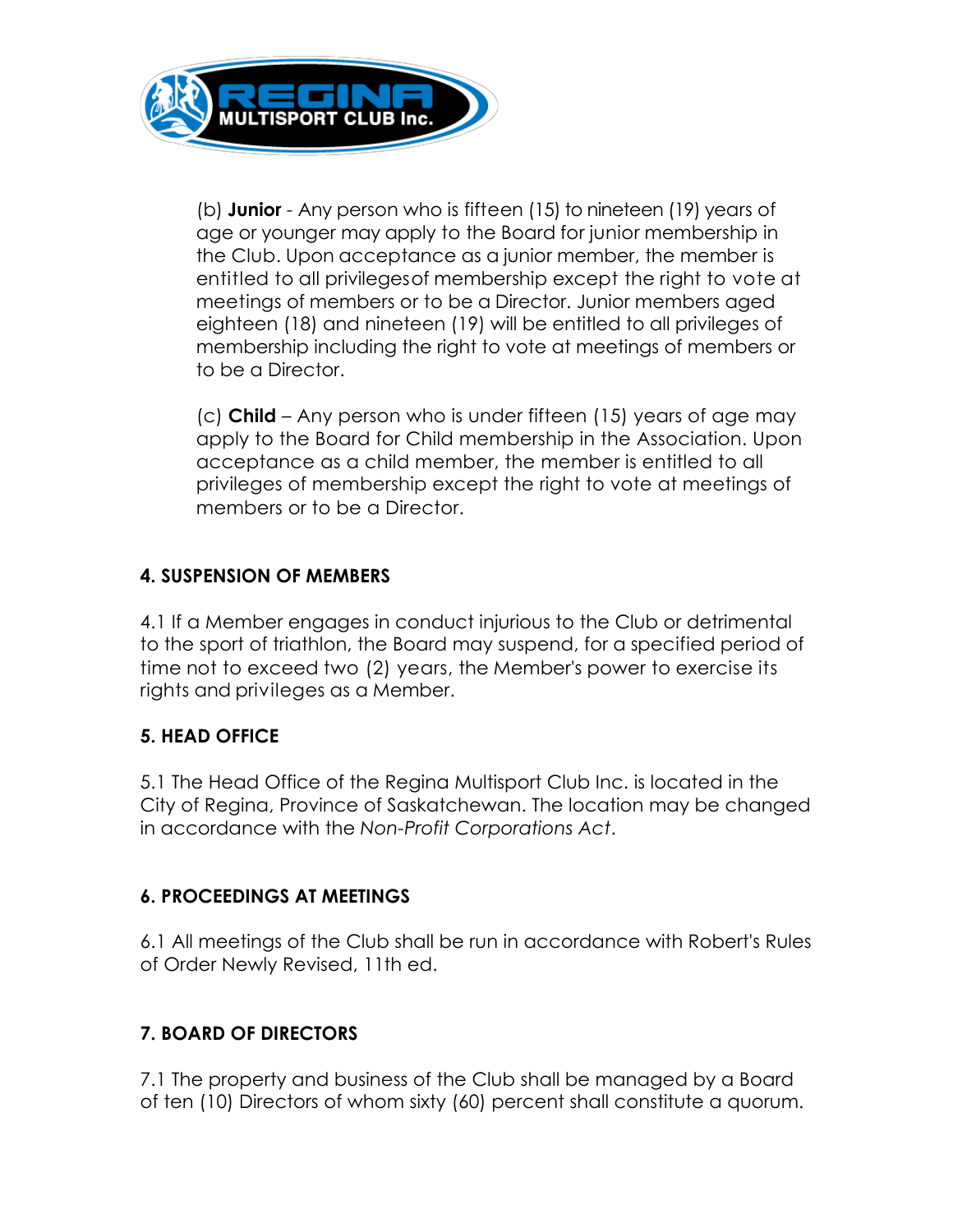(b) **Junior** - Any person who is fifteen (15) to nineteen (19) years of age or younger may apply to the Board for junior membership in the Club. Upon acceptance as a junior member, the member is entitled to all privilegesof membership except the right to vote at meetings of members or to be a Director. Junior members aged eighteen (18) and nineteen (19) will be entitled to all privileges of membership including the right to vote at meetings of members or to be a Director.

(c) **Child** – Any person who is under fifteen (15) years of age may apply to the Board for Child membership in the Association. Upon acceptance as a child member, the member is entitled to all privileges of membership except the right to vote at meetings of members or to be a Director.

## 4. SUSPENSION OF MEMBERS

4.1 If a Member engages in conduct injurious to the Club or detrimental to the sport of triathlon, the Board may suspend, for a specified period of time not to exceed two (2) years, the Member's power to exercise its rights and privileges as a Member.

## 5. HEAD OFFICE

5.1 The Head Office of the Regina Multisport Club Inc. is located in the City of Regina, Province of Saskatchewan. The location may be changed in accordance with the *Non-Profit Corporations Act*.

## 6. PROCEEDINGS AT MEETINGS

6.1 All meetings of the Club shall be run in accordance with Robert's Rules of Order Newly Revised, 11th ed.

## 7. BOARD OF DIRECTORS

7.1 The property and business of the Club shall be managed by a Board of ten (10) Directors of whom sixty (60) percent shall constitute a quorum.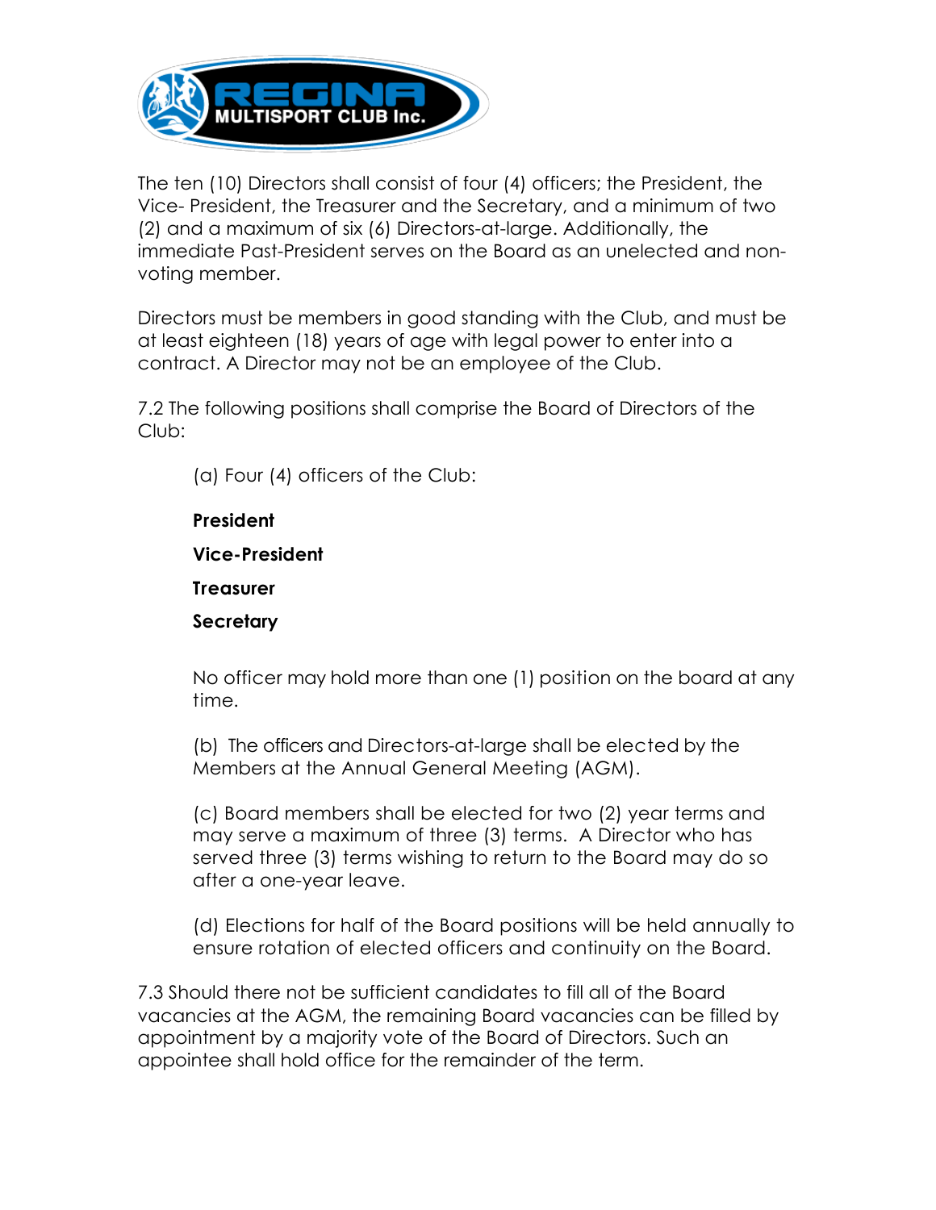The ten (10) Directors shall consist of four (4) officers; the President, the Vice- President, the Treasurer and the Secretary, and a minimum of two (2) and a maximum of six (6) Directors-at-large. Additionally, the immediate Past-President serves on the Board as an unelected and non-voting member.

Directors must be members in good standing with the Club, and must be at least eighteen (18) years of age with legal power to enter into a contract. A Director may not be an employee of the Club.

7.2 The following positions shall comprise the Board of Directors of the Club:

(a) Four (4) officers of the Club:

**President**

**Vice-President**

**Treasurer**

**Secretary**

No officer may hold more than one (1) position on the board at any time.

(b) The officers and Directors-at-large shall be elected by the Members at the Annual General Meeting (AGM).

(c) Board members shall be elected for two (2) year terms and may serve a maximum of three (3) terms. A Director who has served three (3) terms wishing to return to the Board may do so after a one-year leave.

(d) Elections for half of the Board positions will be held annually to ensure rotation of elected officers and continuity on the Board.

7.3 Should there not be sufficient candidates to fill all of the Board vacancies at the AGM, the remaining Board vacancies can be filled by appointment by a majority vote of the Board of Directors. Such an appointee shall hold office for the remainder of the term.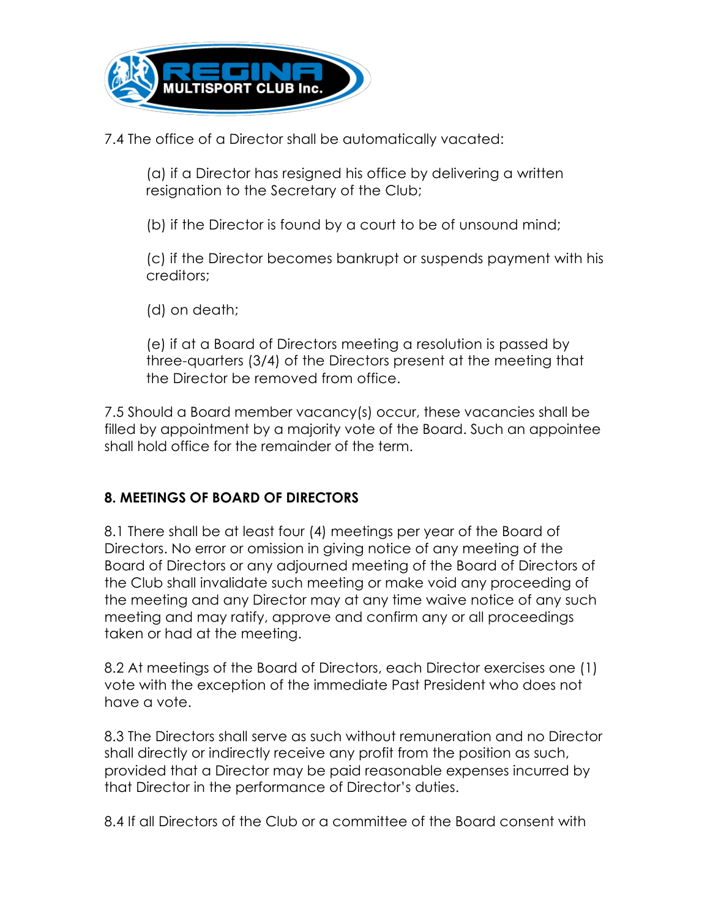7.4 The office of a Director shall be automatically vacated:

(a) if a Director has resigned his office by delivering a written resignation to the Secretary of the Club;

(b) if the Director is found by a court to be of unsound mind;

(c) if the Director becomes bankrupt or suspends payment with his creditors;

(d) on death;

(e) if at a Board of Directors meeting a resolution is passed by three-quarters (3/4) of the Directors present at the meeting that the Director be removed from office.

7.5 Should a Board member vacancy(s) occur, these vacancies shall be filled by appointment by a majority vote of the Board. Such an appointee shall hold office for the remainder of the term.

## 8. MEETINGS OF BOARD OF DIRECTORS

8.1 There shall be at least four (4) meetings per year of the Board of Directors. No error or omission in giving notice of any meeting of the Board of Directors or any adjourned meeting of the Board of Directors of the Club shall invalidate such meeting or make void any proceeding of the meeting and any Director may at any time waive notice of any such meeting and may ratify, approve and confirm any or all proceedings taken or had at the meeting.

8.2 At meetings of the Board of Directors, each Director exercises one (1) vote with the exception of the immediate Past President who does not have a vote.

8.3 The Directors shall serve as such without remuneration and no Director shall directly or indirectly receive any profit from the position as such, provided that a Director may be paid reasonable expenses incurred by that Director in the performance of Director's duties.

8.4 If all Directors of the Club or a committee of the Board consent with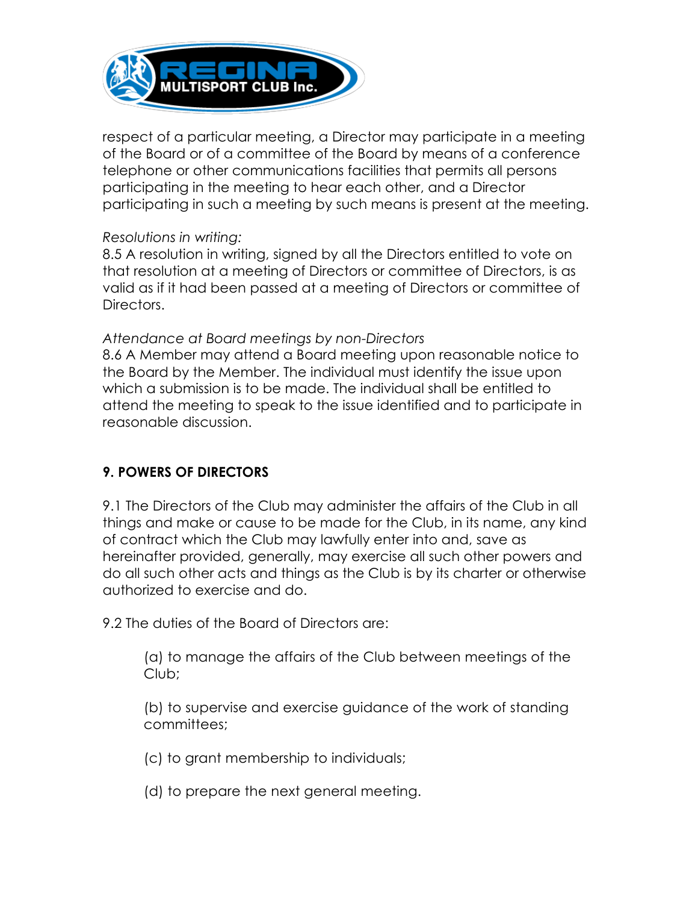respect of a particular meeting, a Director may participate in a meeting of the Board or of a committee of the Board by means of a conference telephone or other communications facilities that permits all persons participating in the meeting to hear each other, and a Director participating in such a meeting by such means is present at the meeting.

*Resolutions in writing:*
8.5 A resolution in writing, signed by all the Directors entitled to vote on that resolution at a meeting of Directors or committee of Directors, is as valid as if it had been passed at a meeting of Directors or committee of Directors.

*Attendance at Board meetings by non-Directors*
8.6 A Member may attend a Board meeting upon reasonable notice to the Board by the Member. The individual must identify the issue upon which a submission is to be made. The individual shall be entitled to attend the meeting to speak to the issue identified and to participate in reasonable discussion.

## 9. POWERS OF DIRECTORS

9.1 The Directors of the Club may administer the affairs of the Club in all things and make or cause to be made for the Club, in its name, any kind of contract which the Club may lawfully enter into and, save as hereinafter provided, generally, may exercise all such other powers and do all such other acts and things as the Club is by its charter or otherwise authorized to exercise and do.

9.2 The duties of the Board of Directors are:

(a) to manage the affairs of the Club between meetings of the Club;

(b) to supervise and exercise guidance of the work of standing committees;

(c) to grant membership to individuals;

(d) to prepare the next general meeting.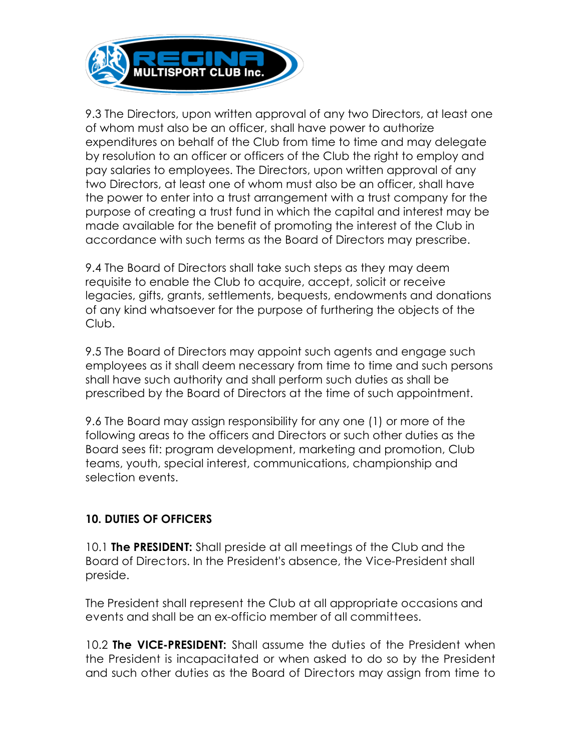9.3 The Directors, upon written approval of any two Directors, at least one of whom must also be an officer, shall have power to authorize expenditures on behalf of the Club from time to time and may delegate by resolution to an officer or officers of the Club the right to employ and pay salaries to employees. The Directors, upon written approval of any two Directors, at least one of whom must also be an officer, shall have the power to enter into a trust arrangement with a trust company for the purpose of creating a trust fund in which the capital and interest may be made available for the benefit of promoting the interest of the Club in accordance with such terms as the Board of Directors may prescribe.

9.4 The Board of Directors shall take such steps as they may deem requisite to enable the Club to acquire, accept, solicit or receive legacies, gifts, grants, settlements, bequests, endowments and donations of any kind whatsoever for the purpose of furthering the objects of the Club.

9.5 The Board of Directors may appoint such agents and engage such employees as it shall deem necessary from time to time and such persons shall have such authority and shall perform such duties as shall be prescribed by the Board of Directors at the time of such appointment.

9.6 The Board may assign responsibility for any one (1) or more of the following areas to the officers and Directors or such other duties as the Board sees fit: program development, marketing and promotion, Club teams, youth, special interest, communications, championship and selection events.

## 10. DUTIES OF OFFICERS

10.1 **The PRESIDENT:** Shall preside at all meetings of the Club and the Board of Directors. In the President's absence, the Vice-President shall preside.

The President shall represent the Club at all appropriate occasions and events and shall be an ex-officio member of all committees.

10.2 **The VICE-PRESIDENT:** Shall assume the duties of the President when the President is incapacitated or when asked to do so by the President and such other duties as the Board of Directors may assign from time to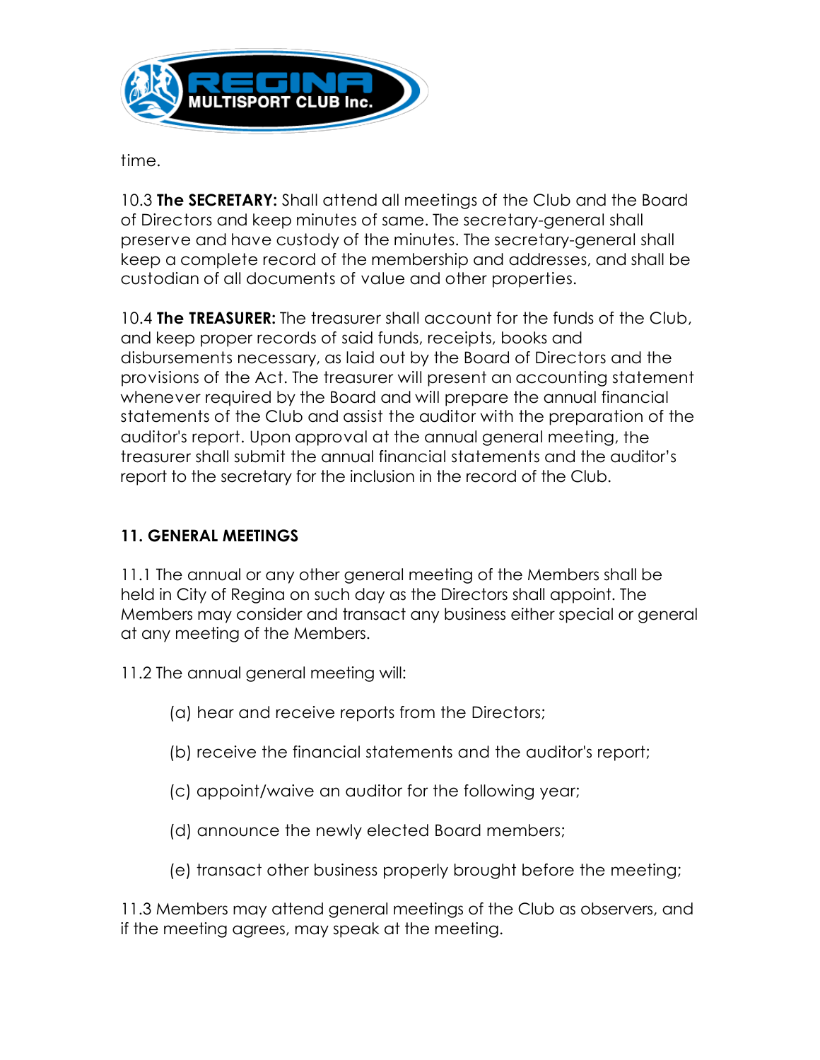time.

10.3 **The SECRETARY:** Shall attend all meetings of the Club and the Board of Directors and keep minutes of same. The secretary-general shall preserve and have custody of the minutes. The secretary-general shall keep a complete record of the membership and addresses, and shall be custodian of all documents of value and other properties.

10.4 **The TREASURER:** The treasurer shall account for the funds of the Club, and keep proper records of said funds, receipts, books and disbursements necessary, as laid out by the Board of Directors and the provisions of the Act. The treasurer will present an accounting statement whenever required by the Board and will prepare the annual financial statements of the Club and assist the auditor with the preparation of the auditor's report. Upon approval at the annual general meeting, the treasurer shall submit the annual financial statements and the auditor's report to the secretary for the inclusion in the record of the Club.

## 11. GENERAL MEETINGS

11.1 The annual or any other general meeting of the Members shall be held in City of Regina on such day as the Directors shall appoint. The Members may consider and transact any business either special or general at any meeting of the Members.

11.2 The annual general meeting will:

(a) hear and receive reports from the Directors;

(b) receive the financial statements and the auditor's report;

(c) appoint/waive an auditor for the following year;

(d) announce the newly elected Board members;

(e) transact other business properly brought before the meeting;

11.3 Members may attend general meetings of the Club as observers, and if the meeting agrees, may speak at the meeting.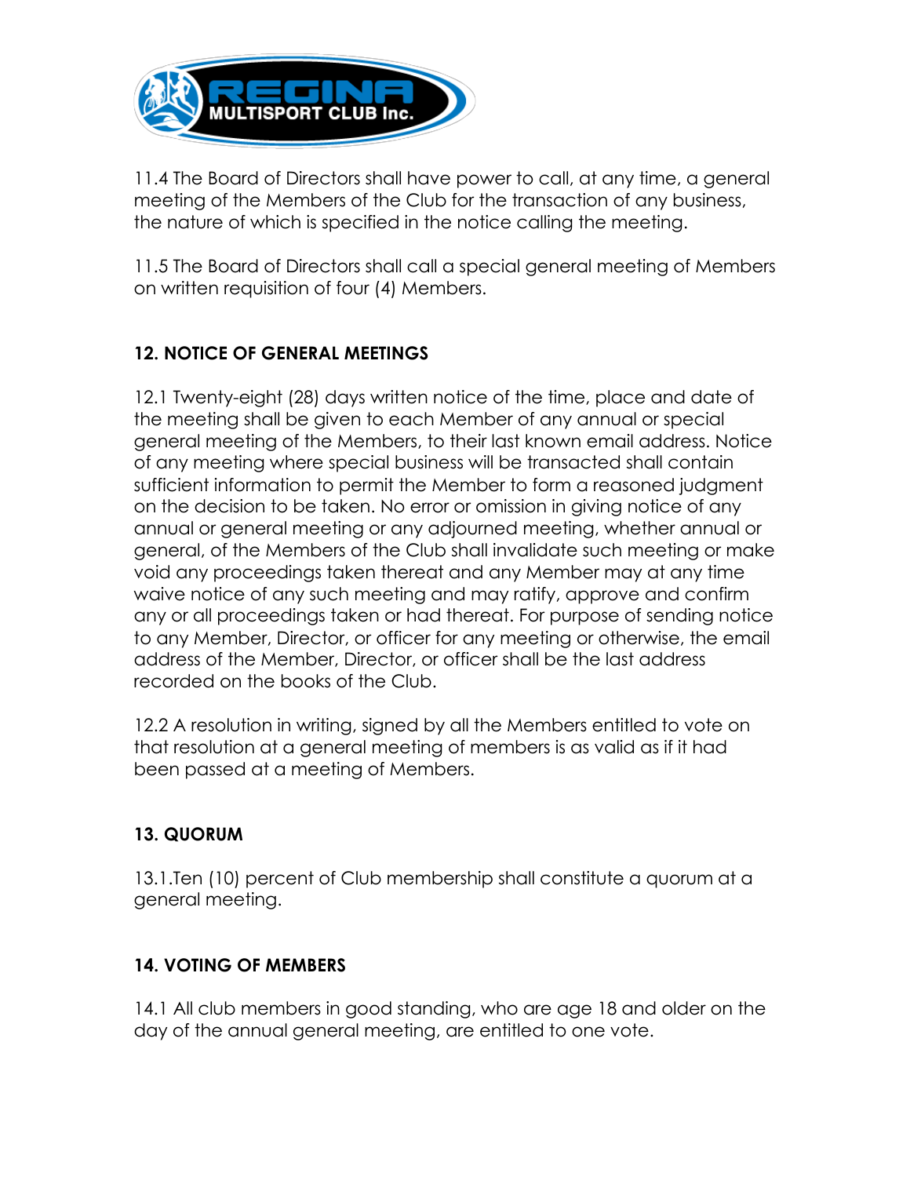11.4 The Board of Directors shall have power to call, at any time, a general meeting of the Members of the Club for the transaction of any business, the nature of which is specified in the notice calling the meeting.

11.5 The Board of Directors shall call a special general meeting of Members on written requisition of four (4) Members.

### 12. NOTICE OF GENERAL MEETINGS

12.1 Twenty-eight (28) days written notice of the time, place and date of the meeting shall be given to each Member of any annual or special general meeting of the Members, to their last known email address. Notice of any meeting where special business will be transacted shall contain sufficient information to permit the Member to form a reasoned judgment on the decision to be taken. No error or omission in giving notice of any annual or general meeting or any adjourned meeting, whether annual or general, of the Members of the Club shall invalidate such meeting or make void any proceedings taken thereat and any Member may at any time waive notice of any such meeting and may ratify, approve and confirm any or all proceedings taken or had thereat. For purpose of sending notice to any Member, Director, or officer for any meeting or otherwise, the email address of the Member, Director, or officer shall be the last address recorded on the books of the Club.

12.2 A resolution in writing, signed by all the Members entitled to vote on that resolution at a general meeting of members is as valid as if it had been passed at a meeting of Members.

### 13. QUORUM

13.1.Ten (10) percent of Club membership shall constitute a quorum at a general meeting.

### 14. VOTING OF MEMBERS

14.1 All club members in good standing, who are age 18 and older on the day of the annual general meeting, are entitled to one vote.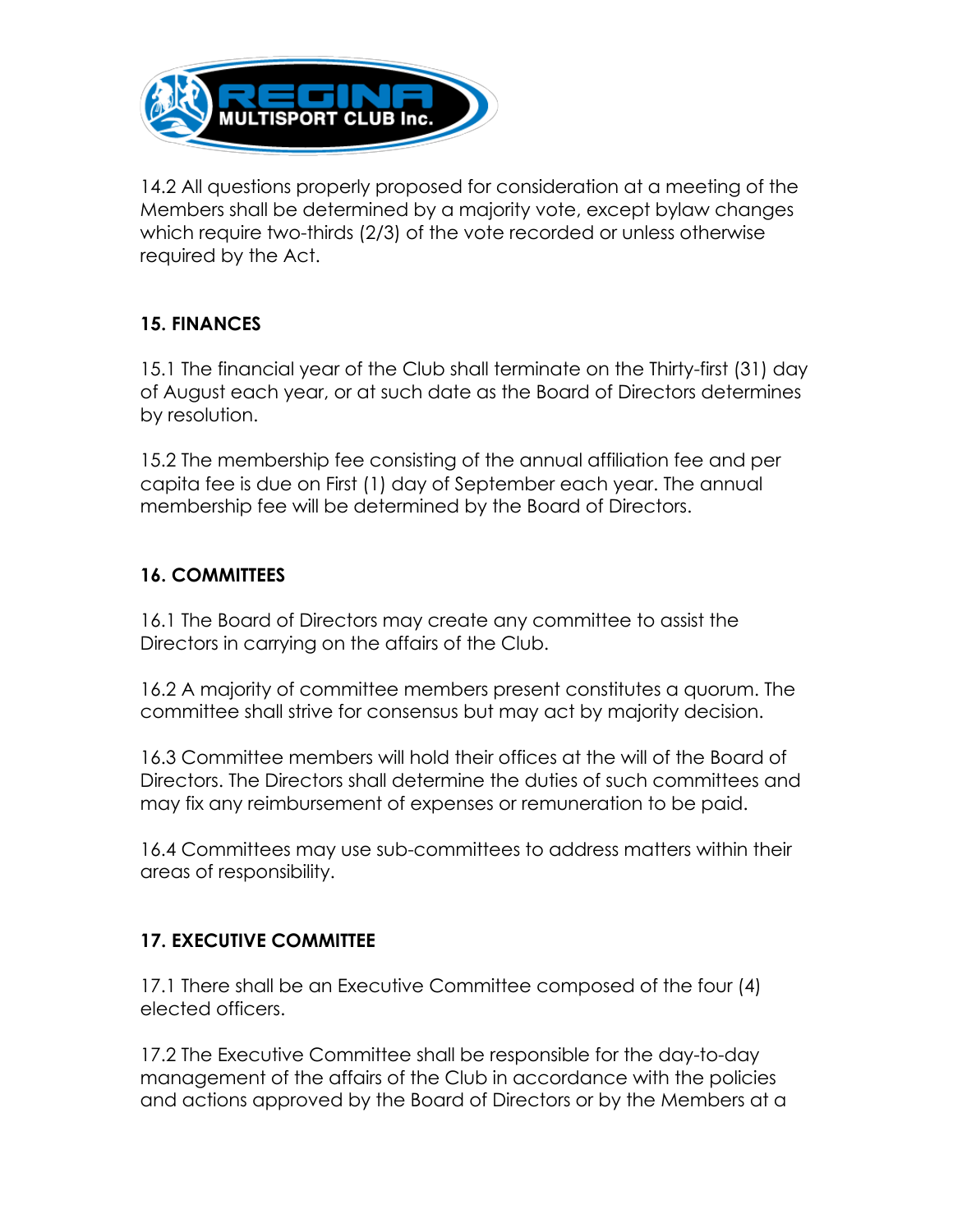14.2 All questions properly proposed for consideration at a meeting of the Members shall be determined by a majority vote, except bylaw changes which require two-thirds (2/3) of the vote recorded or unless otherwise required by the Act.

## 15. FINANCES

15.1 The financial year of the Club shall terminate on the Thirty-first (31) day of August each year, or at such date as the Board of Directors determines by resolution.

15.2 The membership fee consisting of the annual affiliation fee and per capita fee is due on First (1) day of September each year. The annual membership fee will be determined by the Board of Directors.

## 16. COMMITTEES

16.1 The Board of Directors may create any committee to assist the Directors in carrying on the affairs of the Club.

16.2 A majority of committee members present constitutes a quorum. The committee shall strive for consensus but may act by majority decision.

16.3 Committee members will hold their offices at the will of the Board of Directors. The Directors shall determine the duties of such committees and may fix any reimbursement of expenses or remuneration to be paid.

16.4 Committees may use sub-committees to address matters within their areas of responsibility.

## 17. EXECUTIVE COMMITTEE

17.1 There shall be an Executive Committee composed of the four (4) elected officers.

17.2 The Executive Committee shall be responsible for the day-to-day management of the affairs of the Club in accordance with the policies and actions approved by the Board of Directors or by the Members at a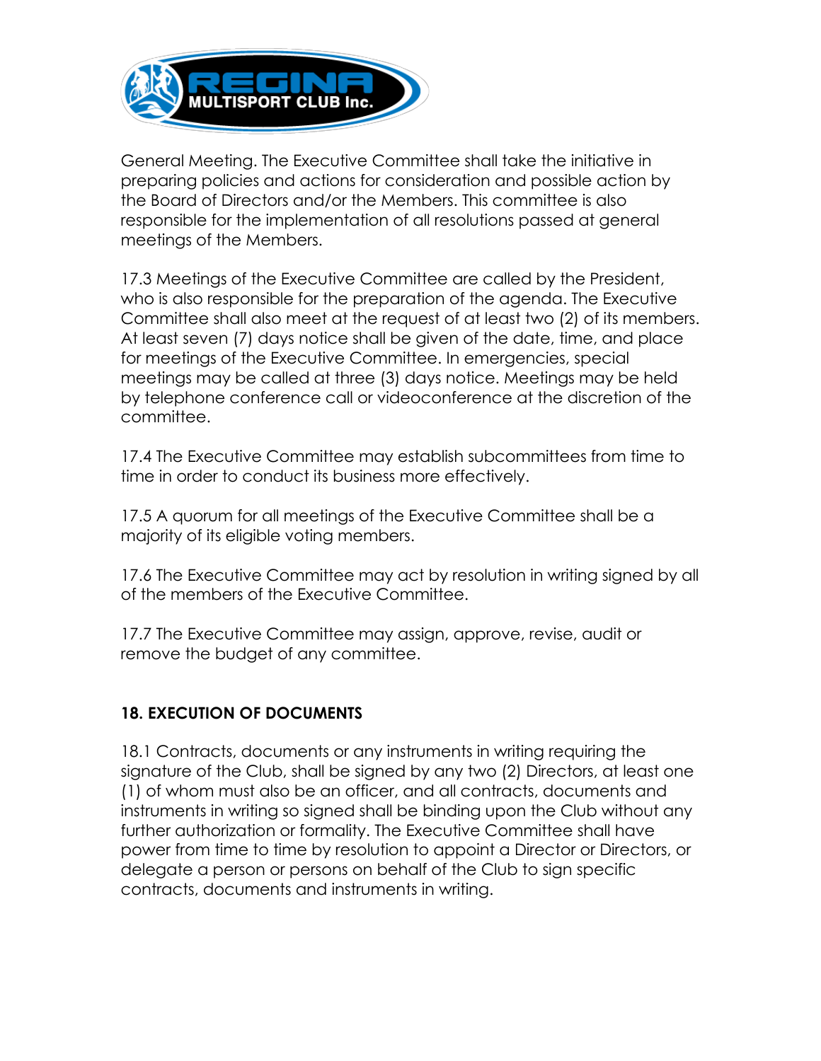General Meeting. The Executive Committee shall take the initiative in preparing policies and actions for consideration and possible action by the Board of Directors and/or the Members. This committee is also responsible for the implementation of all resolutions passed at general meetings of the Members.

17.3 Meetings of the Executive Committee are called by the President, who is also responsible for the preparation of the agenda. The Executive Committee shall also meet at the request of at least two (2) of its members. At least seven (7) days notice shall be given of the date, time, and place for meetings of the Executive Committee. In emergencies, special meetings may be called at three (3) days notice. Meetings may be held by telephone conference call or videoconference at the discretion of the committee.

17.4 The Executive Committee may establish subcommittees from time to time in order to conduct its business more effectively.

17.5 A quorum for all meetings of the Executive Committee shall be a majority of its eligible voting members.

17.6 The Executive Committee may act by resolution in writing signed by all of the members of the Executive Committee.

17.7 The Executive Committee may assign, approve, revise, audit or remove the budget of any committee.

## 18. EXECUTION OF DOCUMENTS

18.1 Contracts, documents or any instruments in writing requiring the signature of the Club, shall be signed by any two (2) Directors, at least one (1) of whom must also be an officer, and all contracts, documents and instruments in writing so signed shall be binding upon the Club without any further authorization or formality. The Executive Committee shall have power from time to time by resolution to appoint a Director or Directors, or delegate a person or persons on behalf of the Club to sign specific contracts, documents and instruments in writing.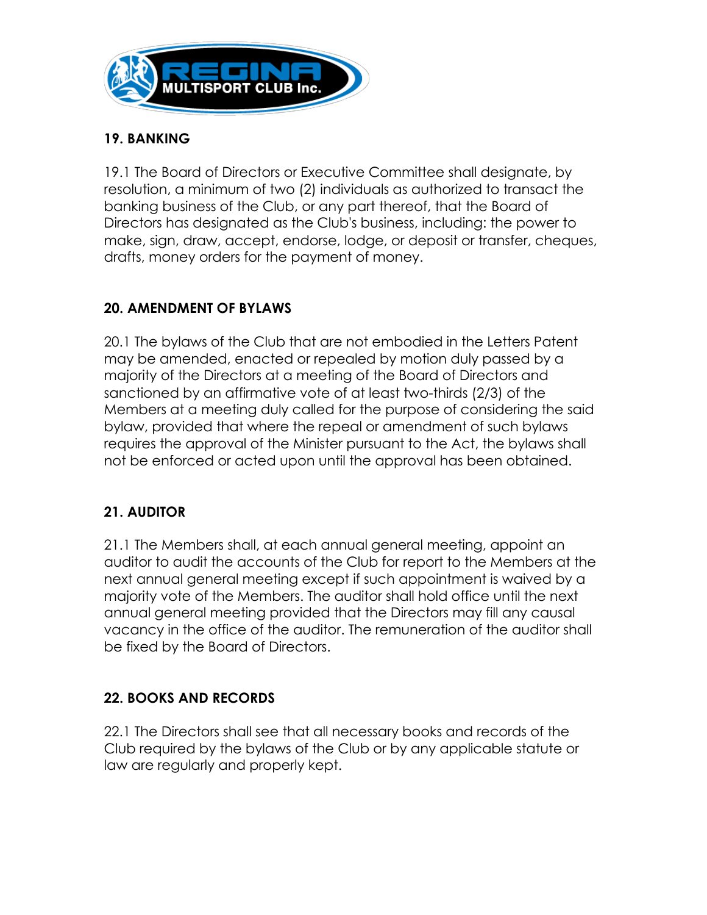## 19. BANKING

19.1 The Board of Directors or Executive Committee shall designate, by resolution, a minimum of two (2) individuals as authorized to transact the banking business of the Club, or any part thereof, that the Board of Directors has designated as the Club's business, including: the power to make, sign, draw, accept, endorse, lodge, or deposit or transfer, cheques, drafts, money orders for the payment of money.

## 20. AMENDMENT OF BYLAWS

20.1 The bylaws of the Club that are not embodied in the Letters Patent may be amended, enacted or repealed by motion duly passed by a majority of the Directors at a meeting of the Board of Directors and sanctioned by an affirmative vote of at least two-thirds (2/3) of the Members at a meeting duly called for the purpose of considering the said bylaw, provided that where the repeal or amendment of such bylaws requires the approval of the Minister pursuant to the Act, the bylaws shall not be enforced or acted upon until the approval has been obtained.

## 21. AUDITOR

21.1 The Members shall, at each annual general meeting, appoint an auditor to audit the accounts of the Club for report to the Members at the next annual general meeting except if such appointment is waived by a majority vote of the Members. The auditor shall hold office until the next annual general meeting provided that the Directors may fill any causal vacancy in the office of the auditor. The remuneration of the auditor shall be fixed by the Board of Directors.

## 22. BOOKS AND RECORDS

22.1 The Directors shall see that all necessary books and records of the Club required by the bylaws of the Club or by any applicable statute or law are regularly and properly kept.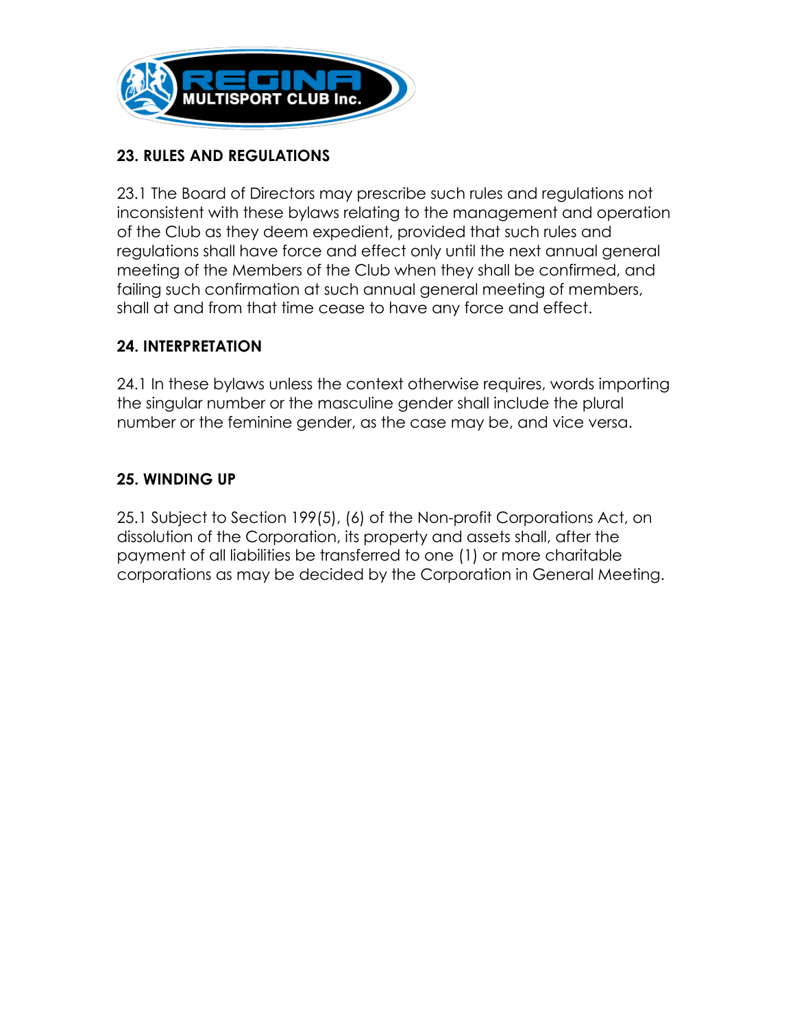## 23. RULES AND REGULATIONS

23.1 The Board of Directors may prescribe such rules and regulations not inconsistent with these bylaws relating to the management and operation of the Club as they deem expedient, provided that such rules and regulations shall have force and effect only until the next annual general meeting of the Members of the Club when they shall be confirmed, and failing such confirmation at such annual general meeting of members, shall at and from that time cease to have any force and effect.

## 24. INTERPRETATION

24.1 In these bylaws unless the context otherwise requires, words importing the singular number or the masculine gender shall include the plural number or the feminine gender, as the case may be, and vice versa.

## 25. WINDING UP

25.1 Subject to Section 199(5), (6) of the Non-profit Corporations Act, on dissolution of the Corporation, its property and assets shall, after the payment of all liabilities be transferred to one (1) or more charitable corporations as may be decided by the Corporation in General Meeting.